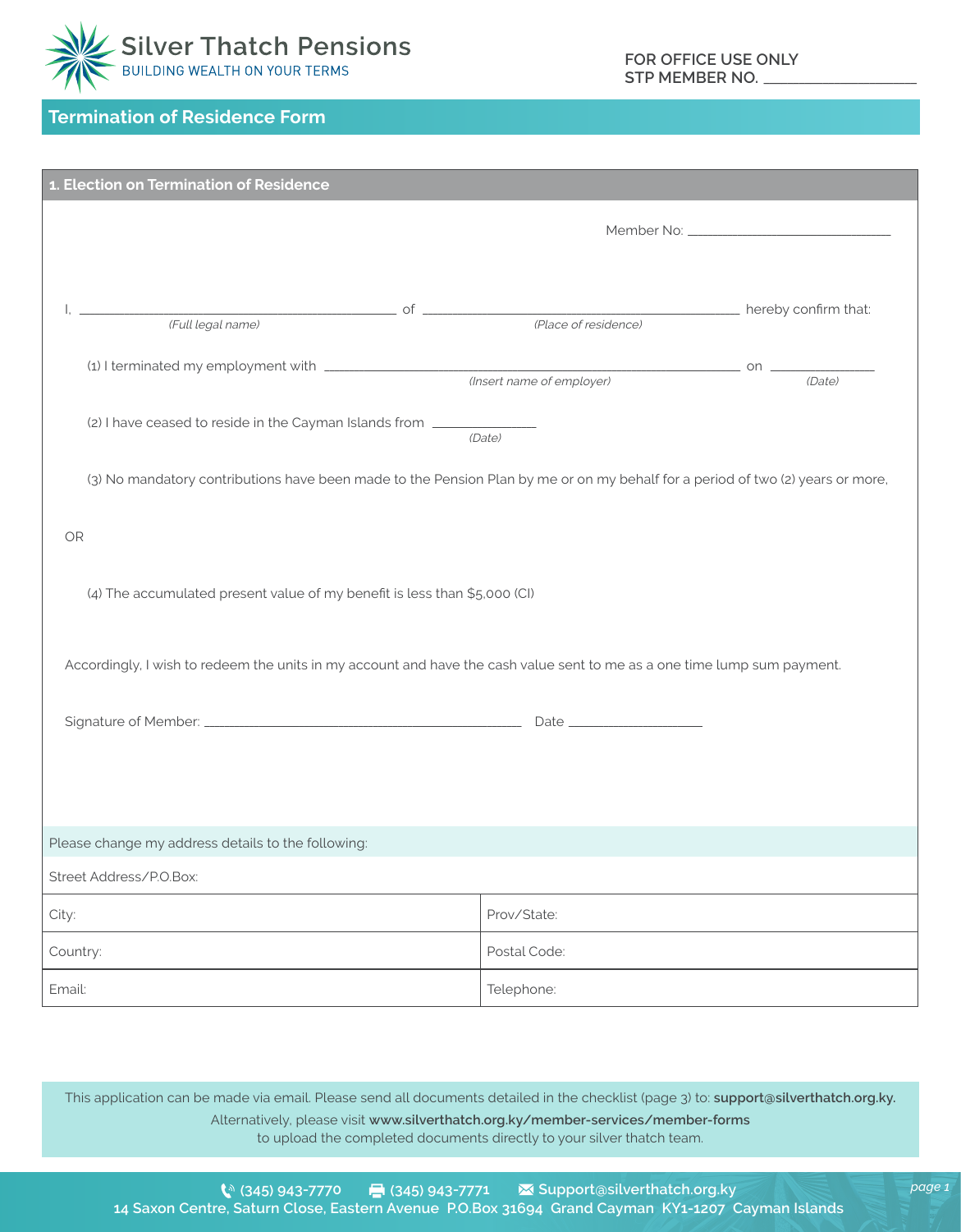Silver Thatch Pensions
BUILDING WEALTH ON YOUR TERMS

FOR OFFICE USE ONLY
STP MEMBER NO. ___________________

## Termination of Residence Form

### 1. Election on Termination of Residence

Member No: ______________________________

I, _____________________________________________ of _____________________________________________ hereby confirm that:
*(Full legal name)* *(Place of residence)*

(1) I terminated my employment with ___________________________________________________________ on ______________
*(Insert name of employer)* *(Date)*

(2) I have ceased to reside in the Cayman Islands from _______________
*(Date)*

(3) No mandatory contributions have been made to the Pension Plan by me or on my behalf for a period of two (2) years or more,

OR

(4) The accumulated present value of my benefit is less than $5,000 (CI)

Accordingly, I wish to redeem the units in my account and have the cash value sent to me as a one time lump sum payment.

Signature of Member: _____________________________________________ Date ___________________

Please change my address details to the following:

Street Address/P.O.Box:

| City: | Prov/State: |
|---|---|
| Country: | Postal Code: |
| Email: | Telephone: |

This application can be made via email. Please send all documents detailed in the checklist (page 3) to: **support@silverthatch.org.ky.**
Alternatively, please visit **www.silverthatch.org.ky/member-services/member-forms** to upload the completed documents directly to your silver thatch team.

(345) 943-7770 (345) 943-7771 Support@silverthatch.org.ky
14 Saxon Centre, Saturn Close, Eastern Avenue P.O.Box 31694 Grand Cayman KY1-1207 Cayman Islands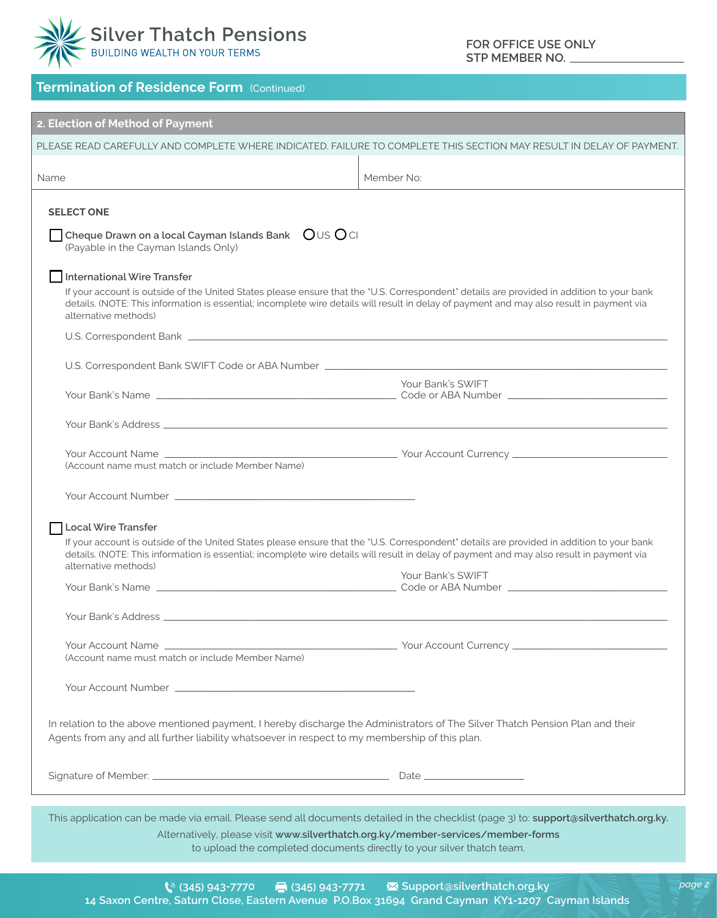Silver Thatch Pensions
BUILDING WEALTH ON YOUR TERMS

FOR OFFICE USE ONLY
STP MEMBER NO. ___________________

## Termination of Residence Form (Continued)

### 2. Election of Method of Payment

PLEASE READ CAREFULLY AND COMPLETE WHERE INDICATED. FAILURE TO COMPLETE THIS SECTION MAY RESULT IN DELAY OF PAYMENT.

| Name | Member No: |
|---|---|
| | |

**SELECT ONE**

☐ Cheque Drawn on a local Cayman Islands Bank ○ US ○ CI
(Payable in the Cayman Islands Only)

☐ International Wire Transfer

If your account is outside of the United States please ensure that the "U.S. Correspondent" details are provided in addition to your bank details. (NOTE: This information is essential; incomplete wire details will result in delay of payment and may also result in payment via alternative methods)

U.S. Correspondent Bank ___________________________________________

U.S. Correspondent Bank SWIFT Code or ABA Number ___________________________________________

Your Bank's Name ___________________________ Your Bank's SWIFT Code or ABA Number ___________________

Your Bank's Address ___________________________________________

Your Account Name ___________________________ Your Account Currency ___________________
(Account name must match or include Member Name)

Your Account Number ___________________________

☐ Local Wire Transfer

If your account is outside of the United States please ensure that the "U.S. Correspondent" details are provided in addition to your bank details. (NOTE: This information is essential; incomplete wire details will result in delay of payment and may also result in payment via alternative methods)

Your Bank's Name ___________________________ Your Bank's SWIFT Code or ABA Number ___________________

Your Bank's Address ___________________________________________

Your Account Name ___________________________ Your Account Currency ___________________
(Account name must match or include Member Name)

Your Account Number ___________________________

In relation to the above mentioned payment, I hereby discharge the Administrators of The Silver Thatch Pension Plan and their Agents from any and all further liability whatsoever in respect to my membership of this plan.

Signature of Member: ___________________________ Date ___________________

This application can be made via email. Please send all documents detailed in the checklist (page 3) to: **support@silverthatch.org.ky.**

Alternatively, please visit **www.silverthatch.org.ky/member-services/member-forms** to upload the completed documents directly to your silver thatch team.

(345) 943-7770 (345) 943-7771 Support@silverthatch.org.ky
14 Saxon Centre, Saturn Close, Eastern Avenue P.O.Box 31694 Grand Cayman KY1-1207 Cayman Islands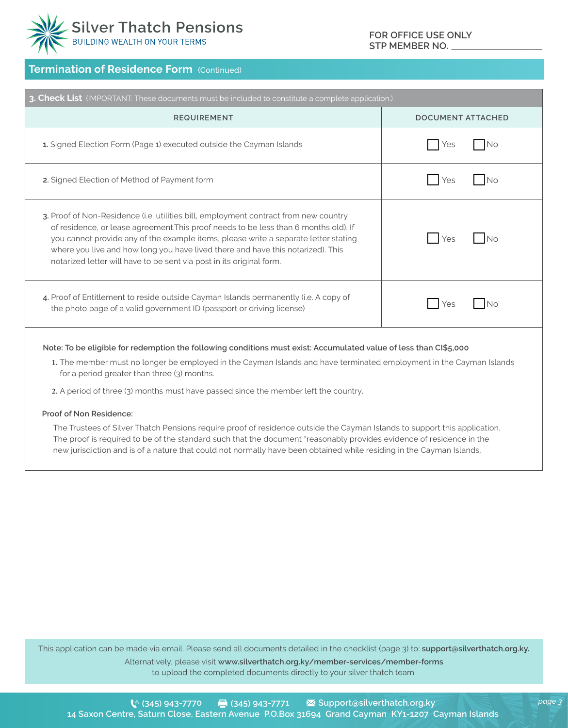Silver Thatch Pensions
BUILDING WEALTH ON YOUR TERMS

FOR OFFICE USE ONLY
STP MEMBER NO. ___________________

## Termination of Residence Form (Continued)

### 3. Check List (IMPORTANT: These documents must be included to constitute a complete application.)

| REQUIREMENT | DOCUMENT ATTACHED |
|---|---|
| 1. Signed Election Form (Page 1) executed outside the Cayman Islands | ☐ Yes ☐ No |
| 2. Signed Election of Method of Payment form | ☐ Yes ☐ No |
| 3. Proof of Non-Residence (i.e. utilities bill, employment contract from new country of residence, or lease agreement.This proof needs to be less than 6 months old). If you cannot provide any of the example items, please write a separate letter stating where you live and how long you have lived there and have this notarized). This notarized letter will have to be sent via post in its original form. | ☐ Yes ☐ No |
| 4. Proof of Entitlement to reside outside Cayman Islands permanently (i.e. A copy of the photo page of a valid government ID (passport or driving license) | ☐ Yes ☐ No |

**Note: To be eligible for redemption the following conditions must exist: Accumulated value of less than CI$5,000**

1. The member must no longer be employed in the Cayman Islands and have terminated employment in the Cayman Islands for a period greater than three (3) months.
2. A period of three (3) months must have passed since the member left the country.

**Proof of Non Residence:**

The Trustees of Silver Thatch Pensions require proof of residence outside the Cayman Islands to support this application. The proof is required to be of the standard such that the document "reasonably provides evidence of residence in the new jurisdiction and is of a nature that could not normally have been obtained while residing in the Cayman Islands.

This application can be made via email. Please send all documents detailed in the checklist (page 3) to: **support@silverthatch.org.ky.**
Alternatively, please visit **www.silverthatch.org.ky/member-services/member-forms** to upload the completed documents directly to your silver thatch team.

(345) 943-7770 (345) 943-7771 Support@silverthatch.org.ky
14 Saxon Centre, Saturn Close, Eastern Avenue P.O.Box 31694 Grand Cayman KY1-1207 Cayman Islands